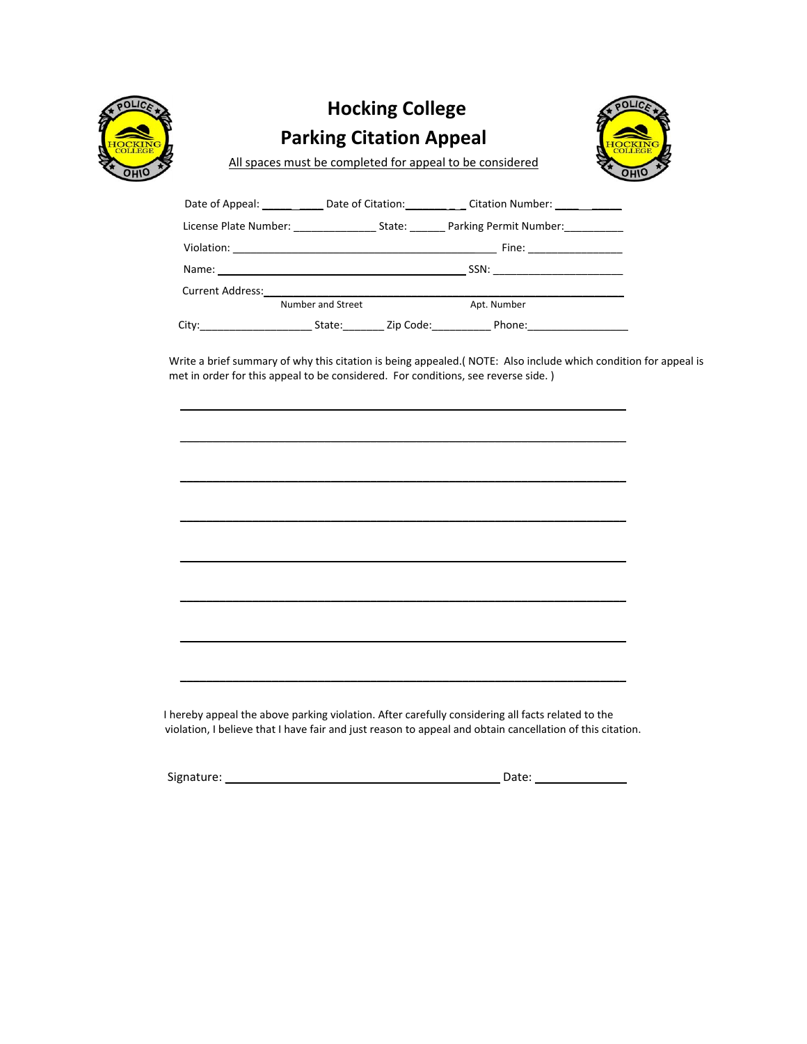# Hocking College

## Parking Citation Appeal

All spaces must be completed for appeal to be considered

Date of Appeal: ______ Date of Citation: ________ Citation Number: ________

License Plate Number: ______________ State: ______ Parking Permit Number: __________

Violation: ____________________________________________ Fine: ________________

Name: __________________________________________ SSN: ______________________

Current Address: ________________________________________________________________
Number and Street                                        Apt. Number

City: ___________________ State: _______ Zip Code: __________ Phone: _________________

Write a brief summary of why this citation is being appealed.( NOTE: Also include which condition for appeal is met in order for this appeal to be considered. For conditions, see reverse side. )

___________________________________________________________________________

___________________________________________________________________________

___________________________________________________________________________

___________________________________________________________________________

___________________________________________________________________________

___________________________________________________________________________

___________________________________________________________________________

___________________________________________________________________________

I hereby appeal the above parking violation. After carefully considering all facts related to the violation, I believe that I have fair and just reason to appeal and obtain cancellation of this citation.

Signature: ______________________________________________ Date: ______________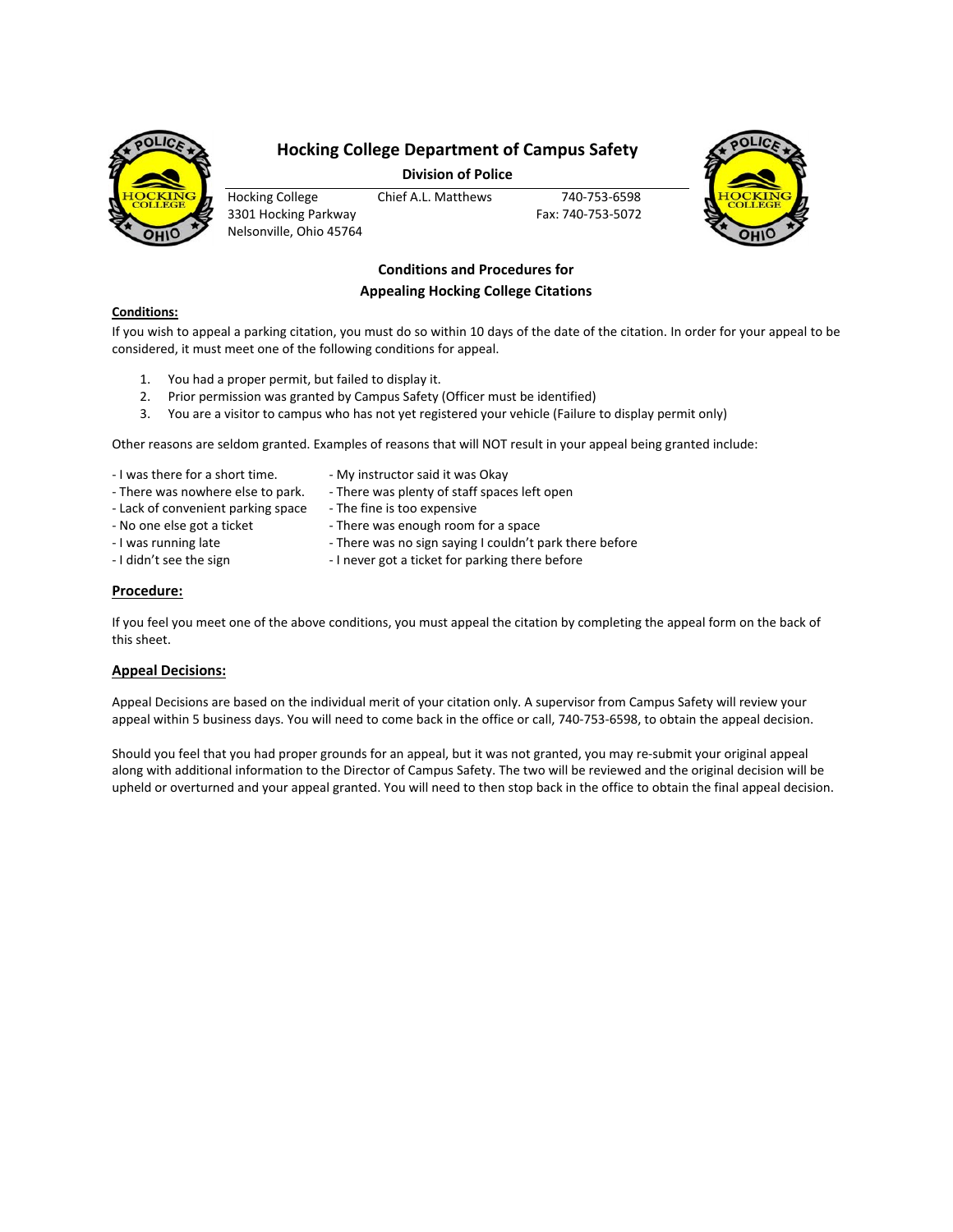# Hocking College Department of Campus Safety

**Division of Police**

Hocking College
3301 Hocking Parkway
Nelsonville, Ohio 45764

Chief A.L. Matthews

740-753-6598
Fax: 740-753-5072

## Conditions and Procedures for Appealing Hocking College Citations

**Conditions:**

If you wish to appeal a parking citation, you must do so within 10 days of the date of the citation. In order for your appeal to be considered, it must meet one of the following conditions for appeal.

1. You had a proper permit, but failed to display it.
2. Prior permission was granted by Campus Safety (Officer must be identified)
3. You are a visitor to campus who has not yet registered your vehicle (Failure to display permit only)

Other reasons are seldom granted. Examples of reasons that will NOT result in your appeal being granted include:

- I was there for a short time.
- There was nowhere else to park.
- Lack of convenient parking space
- No one else got a ticket
- I was running late
- I didn't see the sign
- My instructor said it was Okay
- There was plenty of staff spaces left open
- The fine is too expensive
- There was enough room for a space
- There was no sign saying I couldn't park there before
- I never got a ticket for parking there before

**Procedure:**

If you feel you meet one of the above conditions, you must appeal the citation by completing the appeal form on the back of this sheet.

**Appeal Decisions:**

Appeal Decisions are based on the individual merit of your citation only. A supervisor from Campus Safety will review your appeal within 5 business days. You will need to come back in the office or call, 740-753-6598, to obtain the appeal decision.

Should you feel that you had proper grounds for an appeal, but it was not granted, you may re-submit your original appeal along with additional information to the Director of Campus Safety. The two will be reviewed and the original decision will be upheld or overturned and your appeal granted. You will need to then stop back in the office to obtain the final appeal decision.